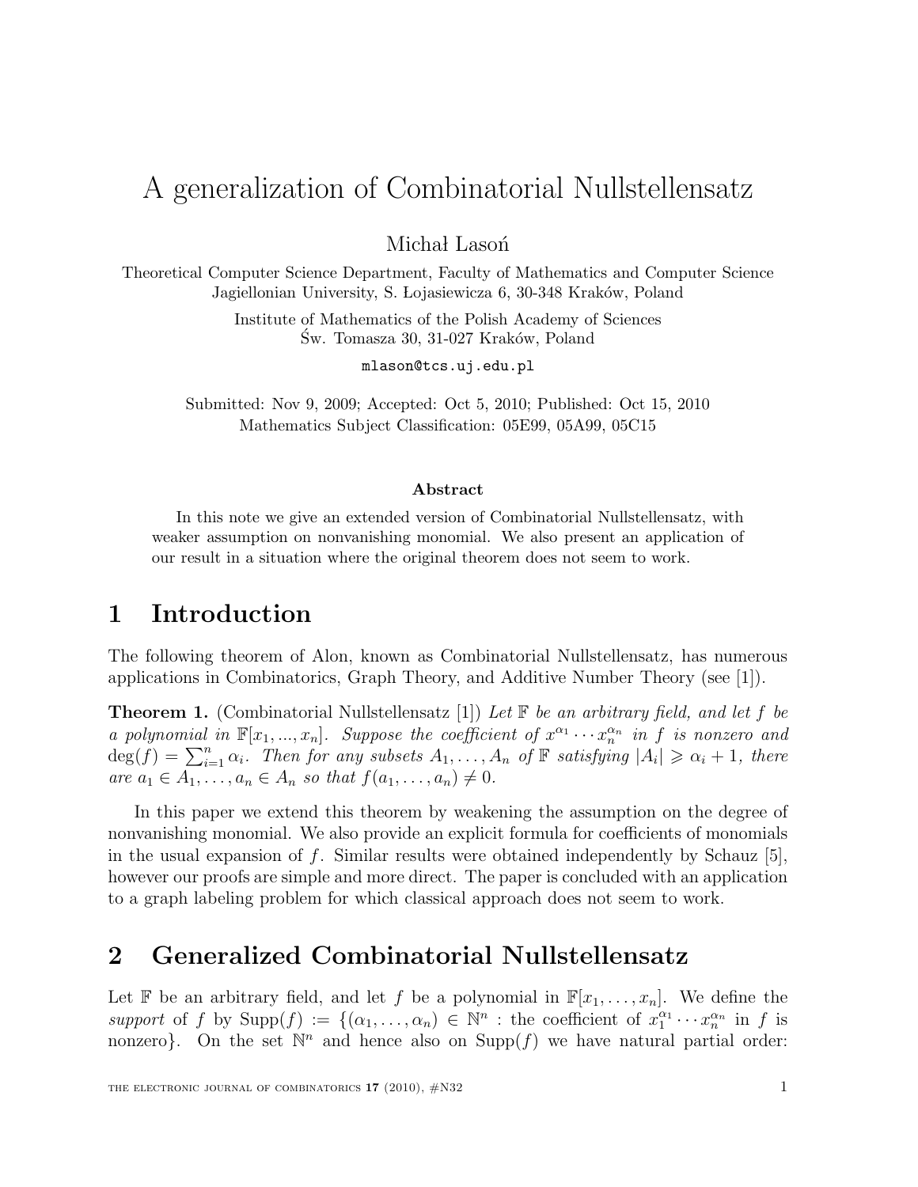# A generalization of Combinatorial Nullstellensatz

Michał Lasoń

Theoretical Computer Science Department, Faculty of Mathematics and Computer Science
Jagiellonian University, S. Łojasiewicza 6, 30-348 Kraków, Poland

Institute of Mathematics of the Polish Academy of Sciences
Św. Tomasza 30, 31-027 Kraków, Poland

mlason@tcs.uj.edu.pl

Submitted: Nov 9, 2009; Accepted: Oct 5, 2010; Published: Oct 15, 2010
Mathematics Subject Classification: 05E99, 05A99, 05C15

**Abstract**

In this note we give an extended version of Combinatorial Nullstellensatz, with weaker assumption on nonvanishing monomial. We also present an application of our result in a situation where the original theorem does not seem to work.

## 1 Introduction

The following theorem of Alon, known as Combinatorial Nullstellensatz, has numerous applications in Combinatorics, Graph Theory, and Additive Number Theory (see [1]).

**Theorem 1.** (Combinatorial Nullstellensatz [1]) *Let $\mathbb{F}$ be an arbitrary field, and let $f$ be a polynomial in $\mathbb{F}[x_1, ..., x_n]$. Suppose the coefficient of $x^{\alpha_1} \cdots x_n^{\alpha_n}$ in $f$ is nonzero and $\deg(f) = \sum_{i=1}^{n} \alpha_i$. Then for any subsets $A_1, \ldots, A_n$ of $\mathbb{F}$ satisfying $|A_i| \geqslant \alpha_i + 1$, there are $a_1 \in A_1, \ldots, a_n \in A_n$ so that $f(a_1, \ldots, a_n) \neq 0$.*

In this paper we extend this theorem by weakening the assumption on the degree of nonvanishing monomial. We also provide an explicit formula for coefficients of monomials in the usual expansion of $f$. Similar results were obtained independently by Schauz [5], however our proofs are simple and more direct. The paper is concluded with an application to a graph labeling problem for which classical approach does not seem to work.

## 2 Generalized Combinatorial Nullstellensatz

Let $\mathbb{F}$ be an arbitrary field, and let $f$ be a polynomial in $\mathbb{F}[x_1, \ldots, x_n]$. We define the *support* of $f$ by $\mathrm{Supp}(f) := \{(\alpha_1, \ldots, \alpha_n) \in \mathbb{N}^n$ : the coefficient of $x_1^{\alpha_1} \cdots x_n^{\alpha_n}$ in $f$ is nonzero$\}$. On the set $\mathbb{N}^n$ and hence also on $\mathrm{Supp}(f)$ we have natural partial order: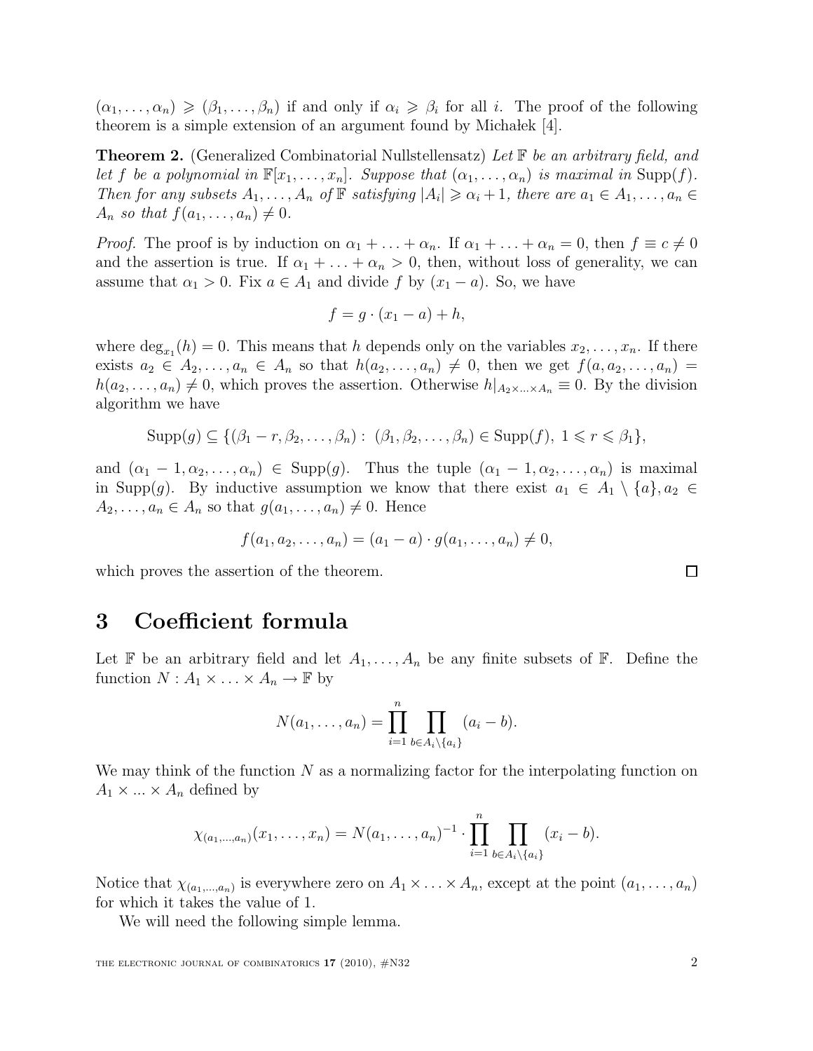$(\alpha_1, \ldots, \alpha_n) \geqslant (\beta_1, \ldots, \beta_n)$ if and only if $\alpha_i \geqslant \beta_i$ for all $i$. The proof of the following theorem is a simple extension of an argument found by Michałek [4].

**Theorem 2.** (Generalized Combinatorial Nullstellensatz) *Let $\mathbb{F}$ be an arbitrary field, and let $f$ be a polynomial in $\mathbb{F}[x_1, \ldots, x_n]$. Suppose that $(\alpha_1, \ldots, \alpha_n)$ is maximal in $\operatorname{Supp}(f)$. Then for any subsets $A_1, \ldots, A_n$ of $\mathbb{F}$ satisfying $|A_i| \geqslant \alpha_i + 1$, there are $a_1 \in A_1, \ldots, a_n \in A_n$ so that $f(a_1, \ldots, a_n) \neq 0$.*

*Proof.* The proof is by induction on $\alpha_1 + \ldots + \alpha_n$. If $\alpha_1 + \ldots + \alpha_n = 0$, then $f \equiv c \neq 0$ and the assertion is true. If $\alpha_1 + \ldots + \alpha_n > 0$, then, without loss of generality, we can assume that $\alpha_1 > 0$. Fix $a \in A_1$ and divide $f$ by $(x_1 - a)$. So, we have

$$f = g \cdot (x_1 - a) + h,$$

where $\deg_{x_1}(h) = 0$. This means that $h$ depends only on the variables $x_2, \ldots, x_n$. If there exists $a_2 \in A_2, \ldots, a_n \in A_n$ so that $h(a_2, \ldots, a_n) \neq 0$, then we get $f(a, a_2, \ldots, a_n) = h(a_2, \ldots, a_n) \neq 0$, which proves the assertion. Otherwise $h|_{A_2 \times \ldots \times A_n} \equiv 0$. By the division algorithm we have

$$\operatorname{Supp}(g) \subseteq \{(\beta_1 - r, \beta_2, \ldots, \beta_n) : (\beta_1, \beta_2, \ldots, \beta_n) \in \operatorname{Supp}(f),\ 1 \leqslant r \leqslant \beta_1\},$$

and $(\alpha_1 - 1, \alpha_2, \ldots, \alpha_n) \in \operatorname{Supp}(g)$. Thus the tuple $(\alpha_1 - 1, \alpha_2, \ldots, \alpha_n)$ is maximal in $\operatorname{Supp}(g)$. By inductive assumption we know that there exist $a_1 \in A_1 \setminus \{a\}, a_2 \in A_2, \ldots, a_n \in A_n$ so that $g(a_1, \ldots, a_n) \neq 0$. Hence

$$f(a_1, a_2, \ldots, a_n) = (a_1 - a) \cdot g(a_1, \ldots, a_n) \neq 0,$$

which proves the assertion of the theorem. $\square$

## 3 Coefficient formula

Let $\mathbb{F}$ be an arbitrary field and let $A_1, \ldots, A_n$ be any finite subsets of $\mathbb{F}$. Define the function $N : A_1 \times \ldots \times A_n \to \mathbb{F}$ by

$$N(a_1, \ldots, a_n) = \prod_{i=1}^{n} \prod_{b \in A_i \setminus \{a_i\}} (a_i - b).$$

We may think of the function $N$ as a normalizing factor for the interpolating function on $A_1 \times \ldots \times A_n$ defined by

$$\chi_{(a_1, \ldots, a_n)}(x_1, \ldots, x_n) = N(a_1, \ldots, a_n)^{-1} \cdot \prod_{i=1}^{n} \prod_{b \in A_i \setminus \{a_i\}} (x_i - b).$$

Notice that $\chi_{(a_1, \ldots, a_n)}$ is everywhere zero on $A_1 \times \ldots \times A_n$, except at the point $(a_1, \ldots, a_n)$ for which it takes the value of 1.

We will need the following simple lemma.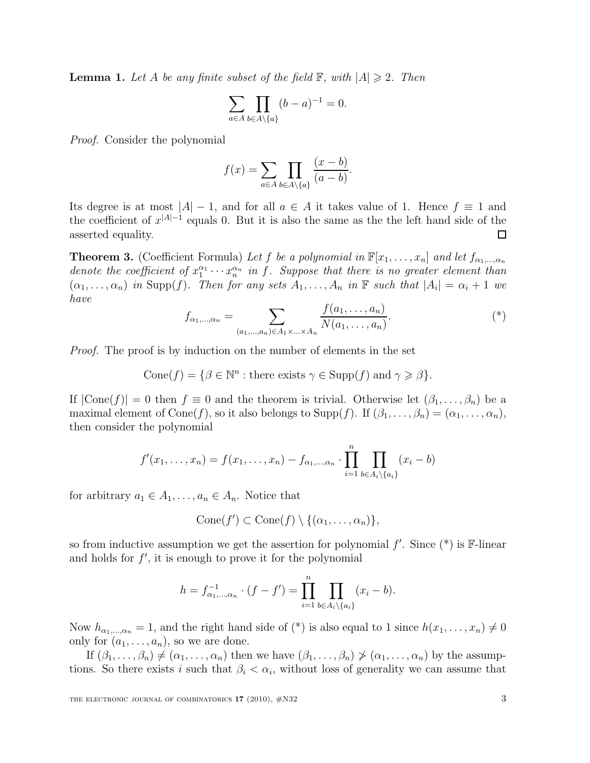**Lemma 1.** *Let $A$ be any finite subset of the field $\mathbb{F}$, with $|A| \geqslant 2$. Then*

$$\sum_{a \in A} \prod_{b \in A \setminus \{a\}} (b-a)^{-1} = 0.$$

*Proof.* Consider the polynomial

$$f(x) = \sum_{a \in A} \prod_{b \in A \setminus \{a\}} \frac{(x-b)}{(a-b)}.$$

Its degree is at most $|A|-1$, and for all $a \in A$ it takes value of 1. Hence $f \equiv 1$ and the coefficient of $x^{|A|-1}$ equals 0. But it is also the same as the the left hand side of the asserted equality. $\square$

**Theorem 3.** (Coefficient Formula) *Let $f$ be a polynomial in $\mathbb{F}[x_1, \ldots, x_n]$ and let $f_{\alpha_1,\ldots,\alpha_n}$ denote the coefficient of $x_1^{\alpha_1} \cdots x_n^{\alpha_n}$ in $f$. Suppose that there is no greater element than $(\alpha_1, \ldots, \alpha_n)$ in $\mathrm{Supp}(f)$. Then for any sets $A_1, \ldots, A_n$ in $\mathbb{F}$ such that $|A_i| = \alpha_i + 1$ we have*

$$f_{\alpha_1,\ldots,\alpha_n} = \sum_{(a_1,\ldots,a_n) \in A_1 \times \ldots \times A_n} \frac{f(a_1, \ldots, a_n)}{N(a_1, \ldots, a_n)}. \tag{*}$$

*Proof.* The proof is by induction on the number of elements in the set

$$\mathrm{Cone}(f) = \{\beta \in \mathbb{N}^n : \text{there exists } \gamma \in \mathrm{Supp}(f) \text{ and } \gamma \geqslant \beta\}.$$

If $|\mathrm{Cone}(f)| = 0$ then $f \equiv 0$ and the theorem is trivial. Otherwise let $(\beta_1, \ldots, \beta_n)$ be a maximal element of $\mathrm{Cone}(f)$, so it also belongs to $\mathrm{Supp}(f)$. If $(\beta_1, \ldots, \beta_n) = (\alpha_1, \ldots, \alpha_n)$, then consider the polynomial

$$f'(x_1, \ldots, x_n) = f(x_1, \ldots, x_n) - f_{\alpha_1,\ldots,\alpha_n} \cdot \prod_{i=1}^{n} \prod_{b \in A_i \setminus \{a_i\}} (x_i - b)$$

for arbitrary $a_1 \in A_1, \ldots, a_n \in A_n$. Notice that

$$\mathrm{Cone}(f') \subset \mathrm{Cone}(f) \setminus \{(\alpha_1, \ldots, \alpha_n)\},$$

so from inductive assumption we get the assertion for polynomial $f'$. Since (*) is $\mathbb{F}$-linear and holds for $f'$, it is enough to prove it for the polynomial

$$h = f_{\alpha_1,\ldots,\alpha_n}^{-1} \cdot (f - f') = \prod_{i=1}^{n} \prod_{b \in A_i \setminus \{a_i\}} (x_i - b).$$

Now $h_{\alpha_1,\ldots,\alpha_n} = 1$, and the right hand side of (*) is also equal to 1 since $h(x_1, \ldots, x_n) \neq 0$ only for $(a_1, \ldots, a_n)$, so we are done.

If $(\beta_1, \ldots, \beta_n) \neq (\alpha_1, \ldots, \alpha_n)$ then we have $(\beta_1, \ldots, \beta_n) \not\geqslant (\alpha_1, \ldots, \alpha_n)$ by the assumptions. So there exists $i$ such that $\beta_i < \alpha_i$, without loss of generality we can assume that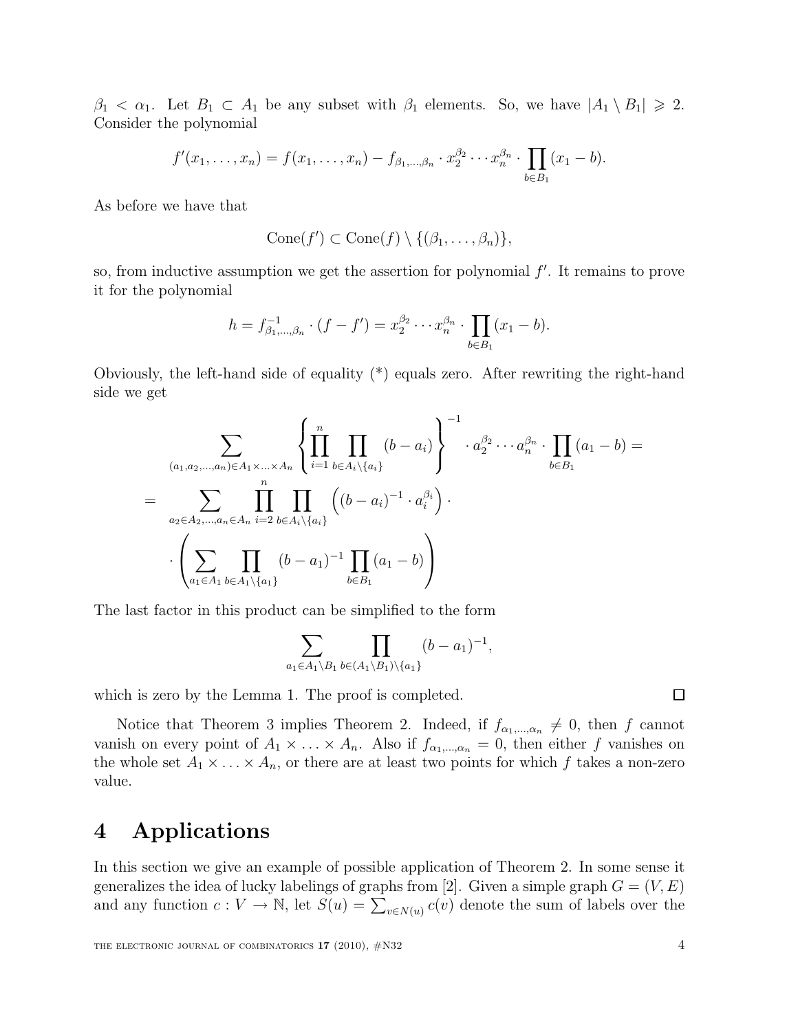$\beta_1 < \alpha_1$. Let $B_1 \subset A_1$ be any subset with $\beta_1$ elements. So, we have $|A_1 \setminus B_1| \geqslant 2$. Consider the polynomial

$$f'(x_1, \ldots, x_n) = f(x_1, \ldots, x_n) - f_{\beta_1, \ldots, \beta_n} \cdot x_2^{\beta_2} \cdots x_n^{\beta_n} \cdot \prod_{b \in B_1} (x_1 - b).$$

As before we have that

$$\mathrm{Cone}(f') \subset \mathrm{Cone}(f) \setminus \{(\beta_1, \ldots, \beta_n)\},$$

so, from inductive assumption we get the assertion for polynomial $f'$. It remains to prove it for the polynomial

$$h = f_{\beta_1, \ldots, \beta_n}^{-1} \cdot (f - f') = x_2^{\beta_2} \cdots x_n^{\beta_n} \cdot \prod_{b \in B_1} (x_1 - b).$$

Obviously, the left-hand side of equality (\*) equals zero. After rewriting the right-hand side we get

$$\begin{aligned}
&\sum_{(a_1, a_2, \ldots, a_n) \in A_1 \times \ldots \times A_n} \left\{ \prod_{i=1}^{n} \prod_{b \in A_i \setminus \{a_i\}} (b - a_i) \right\}^{-1} \cdot a_2^{\beta_2} \cdots a_n^{\beta_n} \cdot \prod_{b \in B_1} (a_1 - b) = \\
&= \sum_{a_2 \in A_2, \ldots, a_n \in A_n} \prod_{i=2}^{n} \prod_{b \in A_i \setminus \{a_i\}} \left( (b - a_i)^{-1} \cdot a_i^{\beta_i} \right) \cdot \\
&\quad \cdot \left( \sum_{a_1 \in A_1} \prod_{b \in A_1 \setminus \{a_1\}} (b - a_1)^{-1} \prod_{b \in B_1} (a_1 - b) \right)
\end{aligned}$$

The last factor in this product can be simplified to the form

$$\sum_{a_1 \in A_1 \setminus B_1} \prod_{b \in (A_1 \setminus B_1) \setminus \{a_1\}} (b - a_1)^{-1},$$

which is zero by the Lemma 1. The proof is completed. $\square$

Notice that Theorem 3 implies Theorem 2. Indeed, if $f_{\alpha_1, \ldots, \alpha_n} \neq 0$, then $f$ cannot vanish on every point of $A_1 \times \ldots \times A_n$. Also if $f_{\alpha_1, \ldots, \alpha_n} = 0$, then either $f$ vanishes on the whole set $A_1 \times \ldots \times A_n$, or there are at least two points for which $f$ takes a non-zero value.

# 4 Applications

In this section we give an example of possible application of Theorem 2. In some sense it generalizes the idea of lucky labelings of graphs from [2]. Given a simple graph $G = (V, E)$ and any function $c : V \to \mathbb{N}$, let $S(u) = \sum_{v \in N(u)} c(v)$ denote the sum of labels over the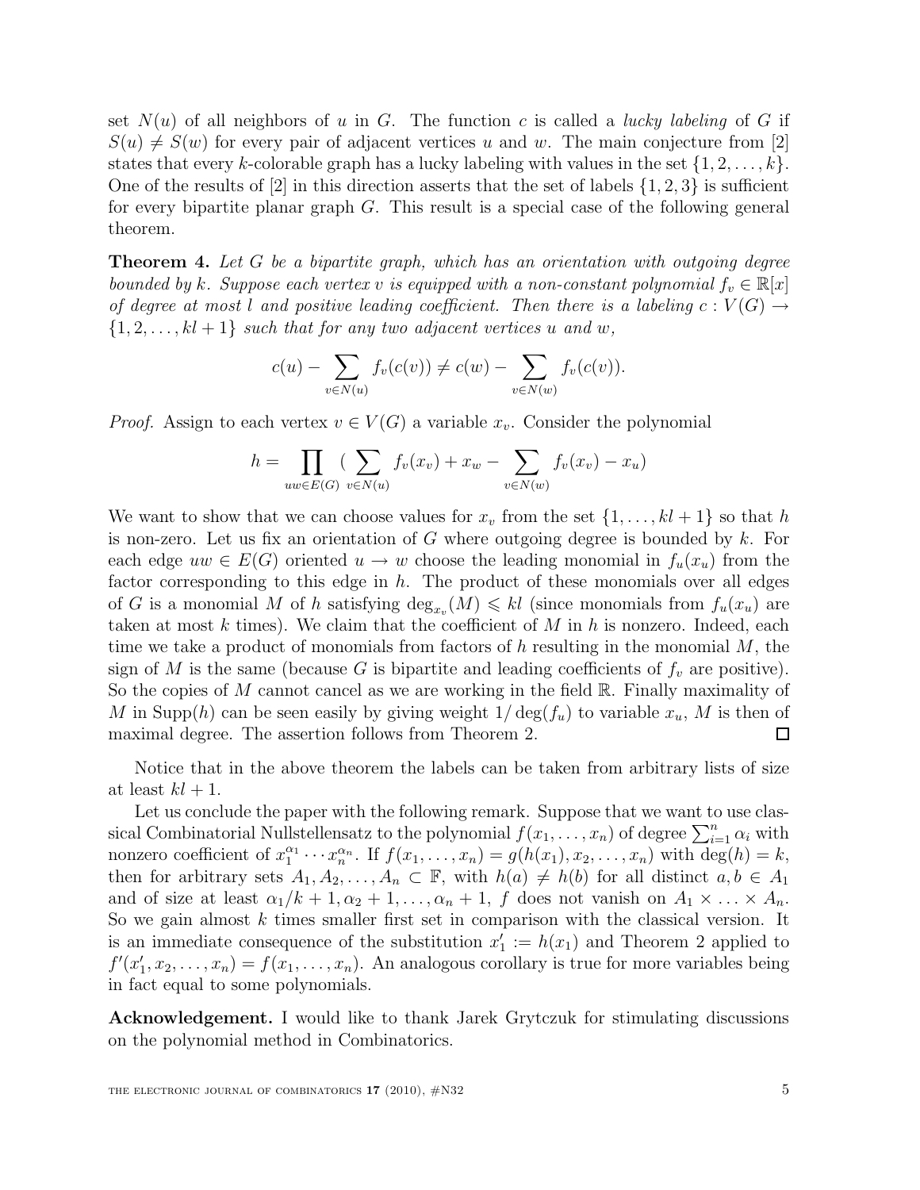set $N(u)$ of all neighbors of $u$ in $G$. The function $c$ is called a *lucky labeling* of $G$ if $S(u) \neq S(w)$ for every pair of adjacent vertices $u$ and $w$. The main conjecture from [2] states that every $k$-colorable graph has a lucky labeling with values in the set $\{1, 2, \dots, k\}$. One of the results of [2] in this direction asserts that the set of labels $\{1, 2, 3\}$ is sufficient for every bipartite planar graph $G$. This result is a special case of the following general theorem.

**Theorem 4.** *Let $G$ be a bipartite graph, which has an orientation with outgoing degree bounded by $k$. Suppose each vertex $v$ is equipped with a non-constant polynomial $f_v \in \mathbb{R}[x]$ of degree at most $l$ and positive leading coefficient. Then there is a labeling $c : V(G) \to \{1, 2, \dots, kl+1\}$ such that for any two adjacent vertices $u$ and $w$,*

$$c(u) - \sum_{v \in N(u)} f_v(c(v)) \neq c(w) - \sum_{v \in N(w)} f_v(c(v)).$$

*Proof.* Assign to each vertex $v \in V(G)$ a variable $x_v$. Consider the polynomial

$$h = \prod_{uw \in E(G)} \Big( \sum_{v \in N(u)} f_v(x_v) + x_w - \sum_{v \in N(w)} f_v(x_v) - x_u \Big)$$

We want to show that we can choose values for $x_v$ from the set $\{1, \dots, kl+1\}$ so that $h$ is non-zero. Let us fix an orientation of $G$ where outgoing degree is bounded by $k$. For each edge $uw \in E(G)$ oriented $u \to w$ choose the leading monomial in $f_u(x_u)$ from the factor corresponding to this edge in $h$. The product of these monomials over all edges of $G$ is a monomial $M$ of $h$ satisfying $\deg_{x_v}(M) \leqslant kl$ (since monomials from $f_u(x_u)$ are taken at most $k$ times). We claim that the coefficient of $M$ in $h$ is nonzero. Indeed, each time we take a product of monomials from factors of $h$ resulting in the monomial $M$, the sign of $M$ is the same (because $G$ is bipartite and leading coefficients of $f_v$ are positive). So the copies of $M$ cannot cancel as we are working in the field $\mathbb{R}$. Finally maximality of $M$ in $\mathrm{Supp}(h)$ can be seen easily by giving weight $1/\deg(f_u)$ to variable $x_u$, $M$ is then of maximal degree. The assertion follows from Theorem 2. $\square$

Notice that in the above theorem the labels can be taken from arbitrary lists of size at least $kl+1$.

Let us conclude the paper with the following remark. Suppose that we want to use classical Combinatorial Nullstellensatz to the polynomial $f(x_1, \dots, x_n)$ of degree $\sum_{i=1}^{n} \alpha_i$ with nonzero coefficient of $x_1^{\alpha_1} \cdots x_n^{\alpha_n}$. If $f(x_1, \dots, x_n) = g(h(x_1), x_2, \dots, x_n)$ with $\deg(h) = k$, then for arbitrary sets $A_1, A_2, \dots, A_n \subset \mathbb{F}$, with $h(a) \neq h(b)$ for all distinct $a, b \in A_1$ and of size at least $\alpha_1/k + 1, \alpha_2 + 1, \dots, \alpha_n + 1$, $f$ does not vanish on $A_1 \times \ldots \times A_n$. So we gain almost $k$ times smaller first set in comparison with the classical version. It is an immediate consequence of the substitution $x_1' := h(x_1)$ and Theorem 2 applied to $f'(x_1', x_2, \dots, x_n) = f(x_1, \dots, x_n)$. An analogous corollary is true for more variables being in fact equal to some polynomials.

**Acknowledgement.** I would like to thank Jarek Grytczuk for stimulating discussions on the polynomial method in Combinatorics.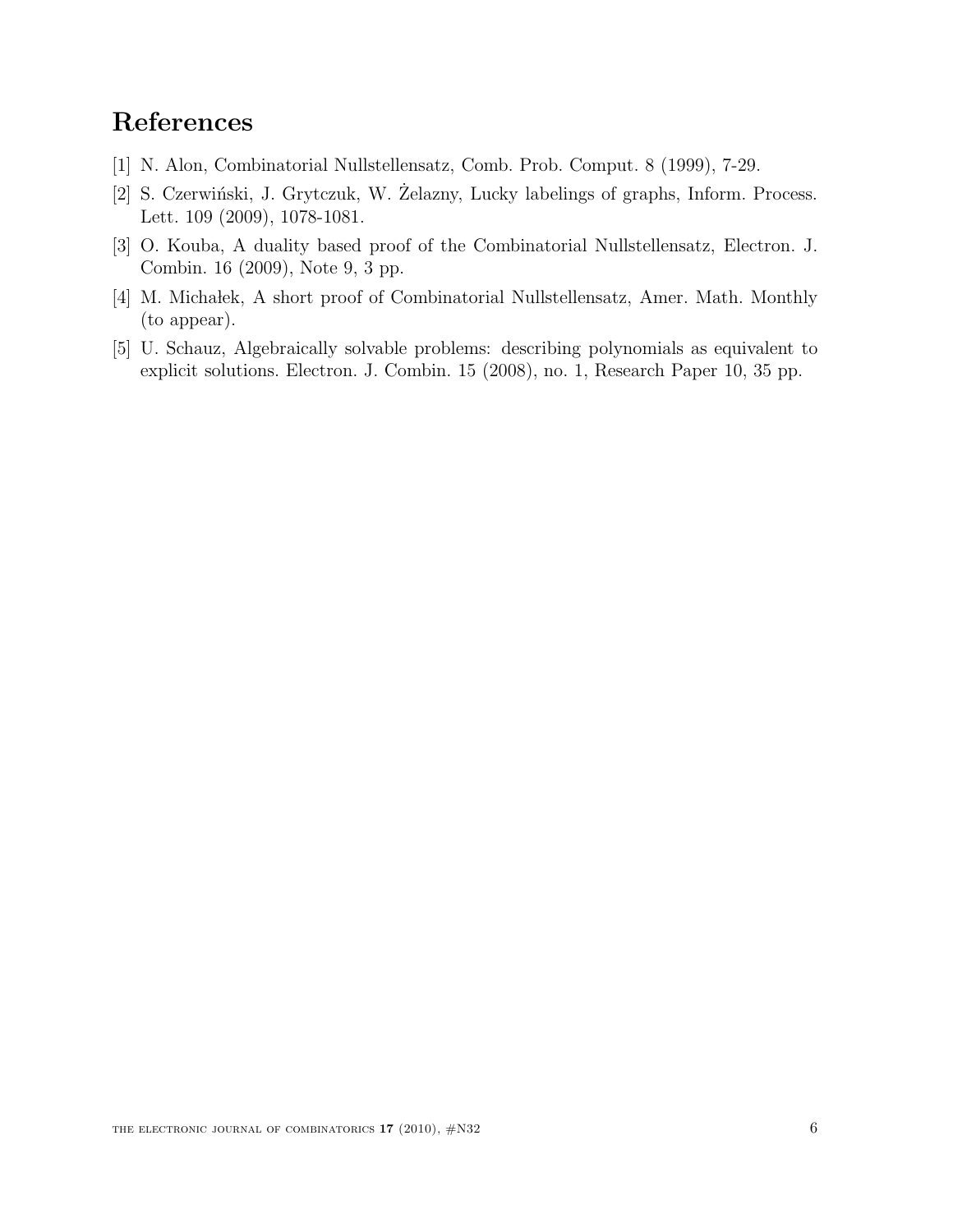## References

[1] N. Alon, Combinatorial Nullstellensatz, Comb. Prob. Comput. 8 (1999), 7-29.

[2] S. Czerwiński, J. Grytczuk, W. Żelazny, Lucky labelings of graphs, Inform. Process. Lett. 109 (2009), 1078-1081.

[3] O. Kouba, A duality based proof of the Combinatorial Nullstellensatz, Electron. J. Combin. 16 (2009), Note 9, 3 pp.

[4] M. Michałek, A short proof of Combinatorial Nullstellensatz, Amer. Math. Monthly (to appear).

[5] U. Schauz, Algebraically solvable problems: describing polynomials as equivalent to explicit solutions. Electron. J. Combin. 15 (2008), no. 1, Research Paper 10, 35 pp.